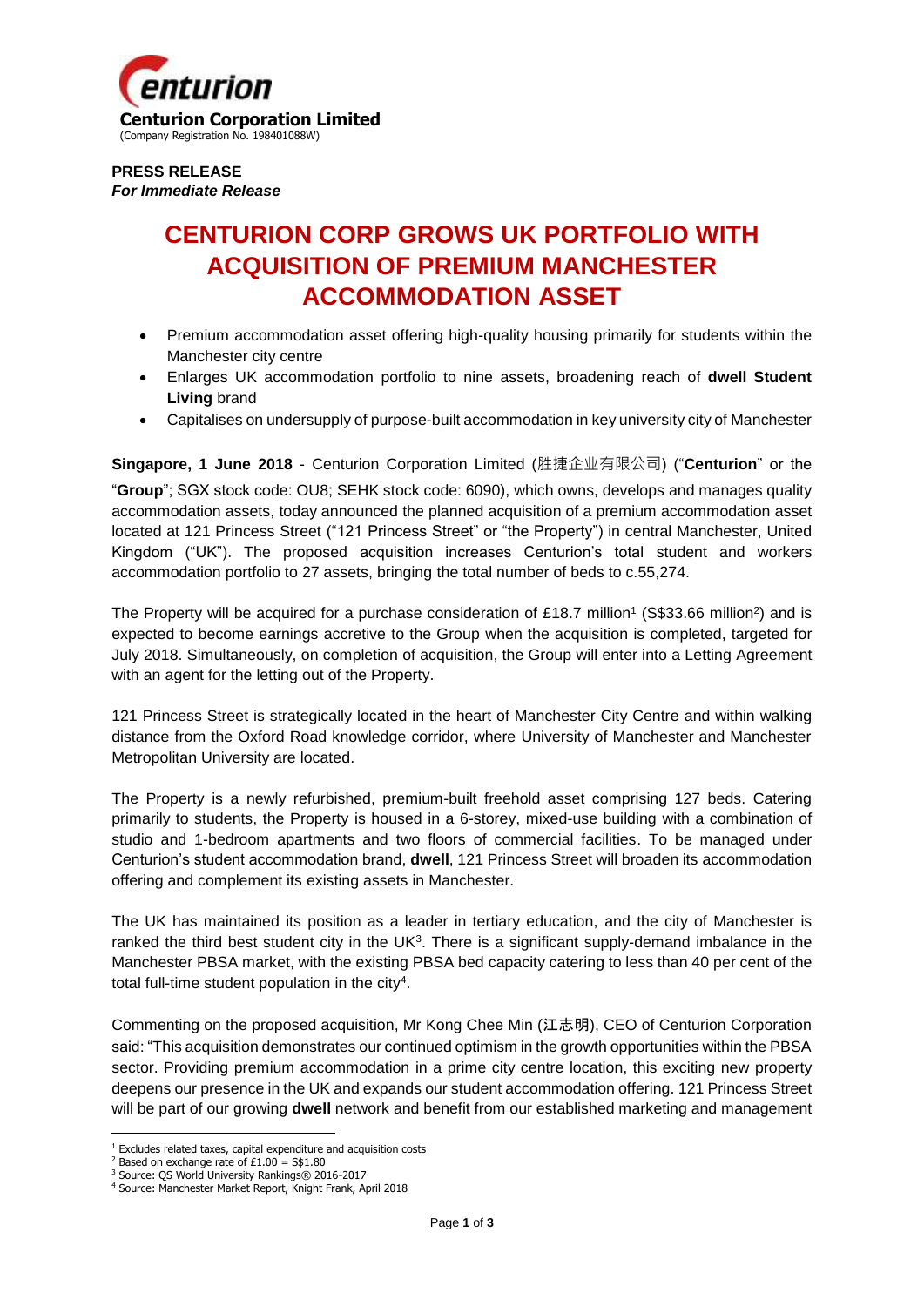**Centurion Corporation Limited**
(Company Registration No. 198401088W)

**PRESS RELEASE**
***For Immediate Release***

# CENTURION CORP GROWS UK PORTFOLIO WITH ACQUISITION OF PREMIUM MANCHESTER ACCOMMODATION ASSET

- Premium accommodation asset offering high-quality housing primarily for students within the Manchester city centre
- Enlarges UK accommodation portfolio to nine assets, broadening reach of **dwell Student Living** brand
- Capitalises on undersupply of purpose-built accommodation in key university city of Manchester

**Singapore, 1 June 2018** - Centurion Corporation Limited (胜捷企业有限公司) ("**Centurion**" or the "**Group**"; SGX stock code: OU8; SEHK stock code: 6090), which owns, develops and manages quality accommodation assets, today announced the planned acquisition of a premium accommodation asset located at 121 Princess Street ("121 Princess Street" or "the Property") in central Manchester, United Kingdom ("UK"). The proposed acquisition increases Centurion's total student and workers accommodation portfolio to 27 assets, bringing the total number of beds to c.55,274.

The Property will be acquired for a purchase consideration of £18.7 million[1] (S$33.66 million[2]) and is expected to become earnings accretive to the Group when the acquisition is completed, targeted for July 2018. Simultaneously, on completion of acquisition, the Group will enter into a Letting Agreement with an agent for the letting out of the Property.

121 Princess Street is strategically located in the heart of Manchester City Centre and within walking distance from the Oxford Road knowledge corridor, where University of Manchester and Manchester Metropolitan University are located.

The Property is a newly refurbished, premium-built freehold asset comprising 127 beds. Catering primarily to students, the Property is housed in a 6-storey, mixed-use building with a combination of studio and 1-bedroom apartments and two floors of commercial facilities. To be managed under Centurion's student accommodation brand, **dwell**, 121 Princess Street will broaden its accommodation offering and complement its existing assets in Manchester.

The UK has maintained its position as a leader in tertiary education, and the city of Manchester is ranked the third best student city in the UK[3]. There is a significant supply-demand imbalance in the Manchester PBSA market, with the existing PBSA bed capacity catering to less than 40 per cent of the total full-time student population in the city[4].

Commenting on the proposed acquisition, Mr Kong Chee Min (江志明), CEO of Centurion Corporation said: "This acquisition demonstrates our continued optimism in the growth opportunities within the PBSA sector. Providing premium accommodation in a prime city centre location, this exciting new property deepens our presence in the UK and expands our student accommodation offering. 121 Princess Street will be part of our growing **dwell** network and benefit from our established marketing and management

---

[1] Excludes related taxes, capital expenditure and acquisition costs
[2] Based on exchange rate of £1.00 = S$1.80
[3] Source: QS World University Rankings® 2016-2017
[4] Source: Manchester Market Report, Knight Frank, April 2018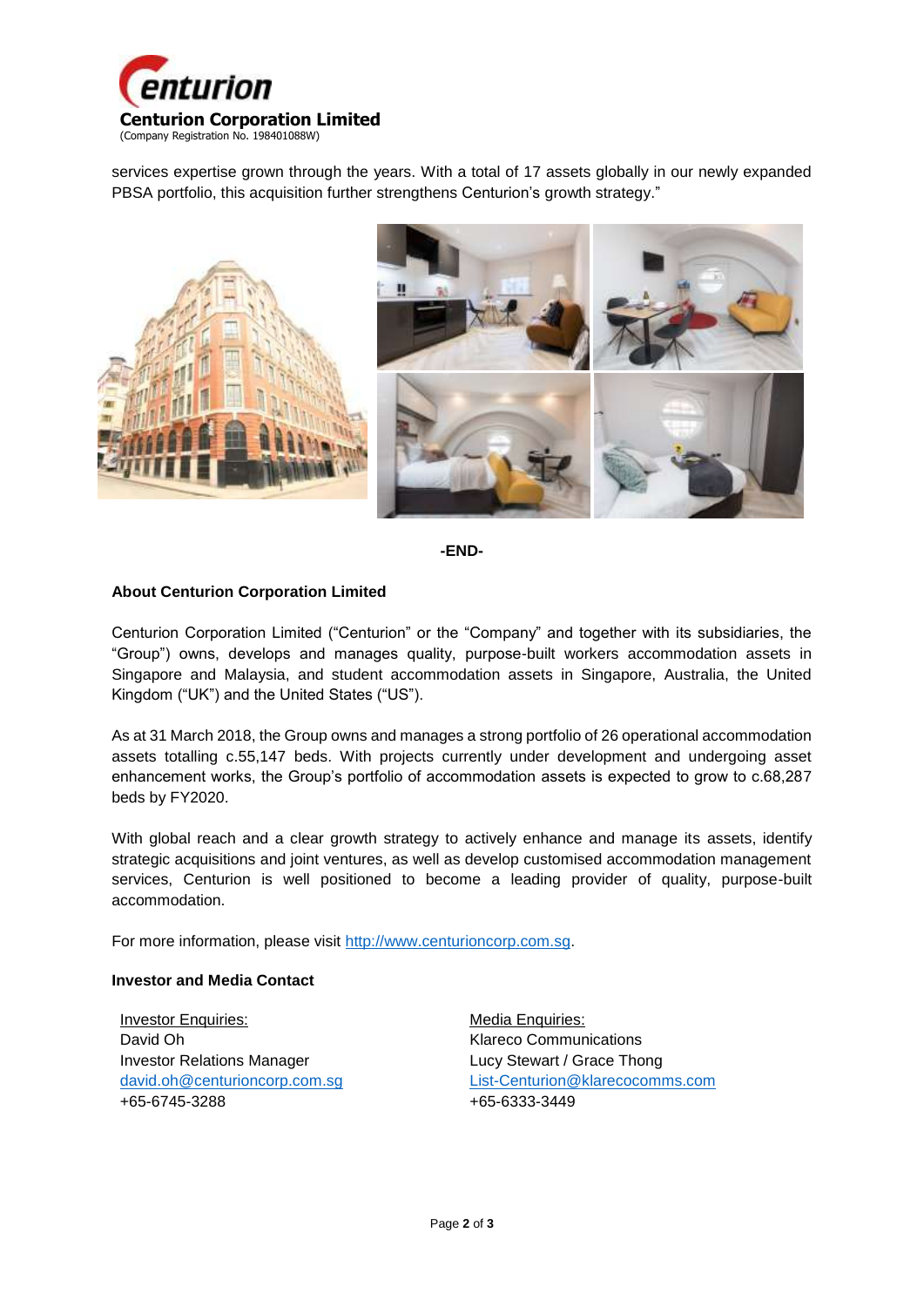services expertise grown through the years. With a total of 17 assets globally in our newly expanded PBSA portfolio, this acquisition further strengthens Centurion's growth strategy."

**-END-**

**About Centurion Corporation Limited**

Centurion Corporation Limited ("Centurion" or the "Company" and together with its subsidiaries, the "Group") owns, develops and manages quality, purpose-built workers accommodation assets in Singapore and Malaysia, and student accommodation assets in Singapore, Australia, the United Kingdom ("UK") and the United States ("US").

As at 31 March 2018, the Group owns and manages a strong portfolio of 26 operational accommodation assets totalling c.55,147 beds. With projects currently under development and undergoing asset enhancement works, the Group's portfolio of accommodation assets is expected to grow to c.68,287 beds by FY2020.

With global reach and a clear growth strategy to actively enhance and manage its assets, identify strategic acquisitions and joint ventures, as well as develop customised accommodation management services, Centurion is well positioned to become a leading provider of quality, purpose-built accommodation.

For more information, please visit http://www.centurioncorp.com.sg.

**Investor and Media Contact**

Investor Enquiries:
David Oh
Investor Relations Manager
david.oh@centurioncorp.com.sg
+65-6745-3288

Media Enquiries:
Klareco Communications
Lucy Stewart / Grace Thong
List-Centurion@klarecocomms.com
+65-6333-3449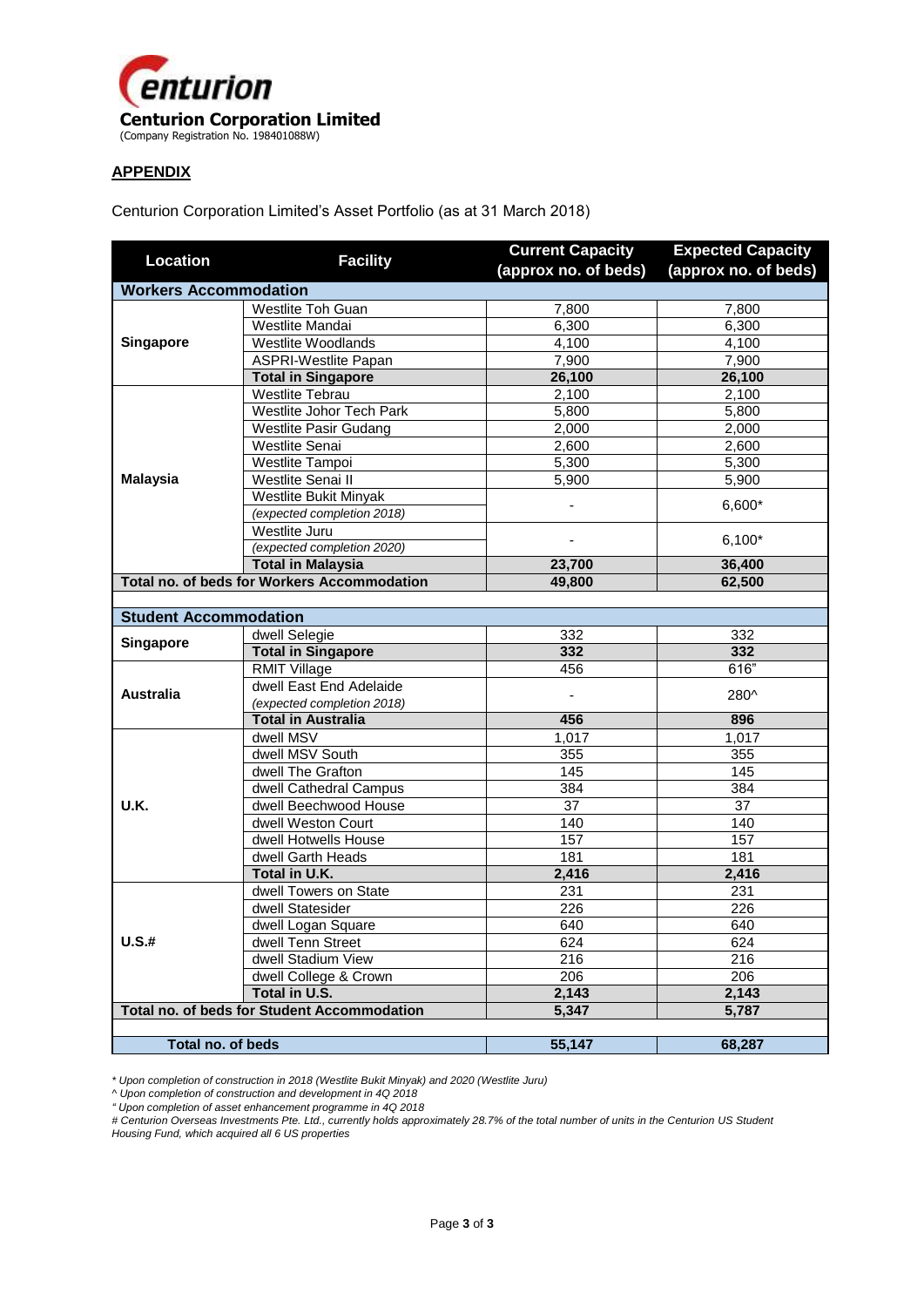**Centurion Corporation Limited**
(Company Registration No. 198401088W)

## APPENDIX

Centurion Corporation Limited's Asset Portfolio (as at 31 March 2018)

| Location | Facility | Current Capacity (approx no. of beds) | Expected Capacity (approx no. of beds) |
|---|---|---|---|
| **Workers Accommodation** | | | |
| Singapore | Westlite Toh Guan | 7,800 | 7,800 |
| | Westlite Mandai | 6,300 | 6,300 |
| | Westlite Woodlands | 4,100 | 4,100 |
| | ASPRI-Westlite Papan | 7,900 | 7,900 |
| | **Total in Singapore** | **26,100** | **26,100** |
| Malaysia | Westlite Tebrau | 2,100 | 2,100 |
| | Westlite Johor Tech Park | 5,800 | 5,800 |
| | Westlite Pasir Gudang | 2,000 | 2,000 |
| | Westlite Senai | 2,600 | 2,600 |
| | Westlite Tampoi | 5,300 | 5,300 |
| | Westlite Senai II | 5,900 | 5,900 |
| | Westlite Bukit Minyak *(expected completion 2018)* | - | 6,600* |
| | Westlite Juru *(expected completion 2020)* | - | 6,100* |
| | **Total in Malaysia** | **23,700** | **36,400** |
| **Total no. of beds for Workers Accommodation** | | **49,800** | **62,500** |
| **Student Accommodation** | | | |
| Singapore | dwell Selegie | 332 | 332 |
| | **Total in Singapore** | **332** | **332** |
| Australia | RMIT Village | 456 | 616" |
| | dwell East End Adelaide *(expected completion 2018)* | - | 280^ |
| | **Total in Australia** | **456** | **896** |
| U.K. | dwell MSV | 1,017 | 1,017 |
| | dwell MSV South | 355 | 355 |
| | dwell The Grafton | 145 | 145 |
| | dwell Cathedral Campus | 384 | 384 |
| | dwell Beechwood House | 37 | 37 |
| | dwell Weston Court | 140 | 140 |
| | dwell Hotwells House | 157 | 157 |
| | dwell Garth Heads | 181 | 181 |
| | **Total in U.K.** | **2,416** | **2,416** |
| U.S.# | dwell Towers on State | 231 | 231 |
| | dwell Statesider | 226 | 226 |
| | dwell Logan Square | 640 | 640 |
| | dwell Tenn Street | 624 | 624 |
| | dwell Stadium View | 216 | 216 |
| | dwell College & Crown | 206 | 206 |
| | **Total in U.S.** | **2,143** | **2,143** |
| **Total no. of beds for Student Accommodation** | | **5,347** | **5,787** |
| **Total no. of beds** | | **55,147** | **68,287** |

*\* Upon completion of construction in 2018 (Westlite Bukit Minyak) and 2020 (Westlite Juru)*
*^ Upon completion of construction and development in 4Q 2018*
*" Upon completion of asset enhancement programme in 4Q 2018*
*# Centurion Overseas Investments Pte. Ltd., currently holds approximately 28.7% of the total number of units in the Centurion US Student Housing Fund, which acquired all 6 US properties*